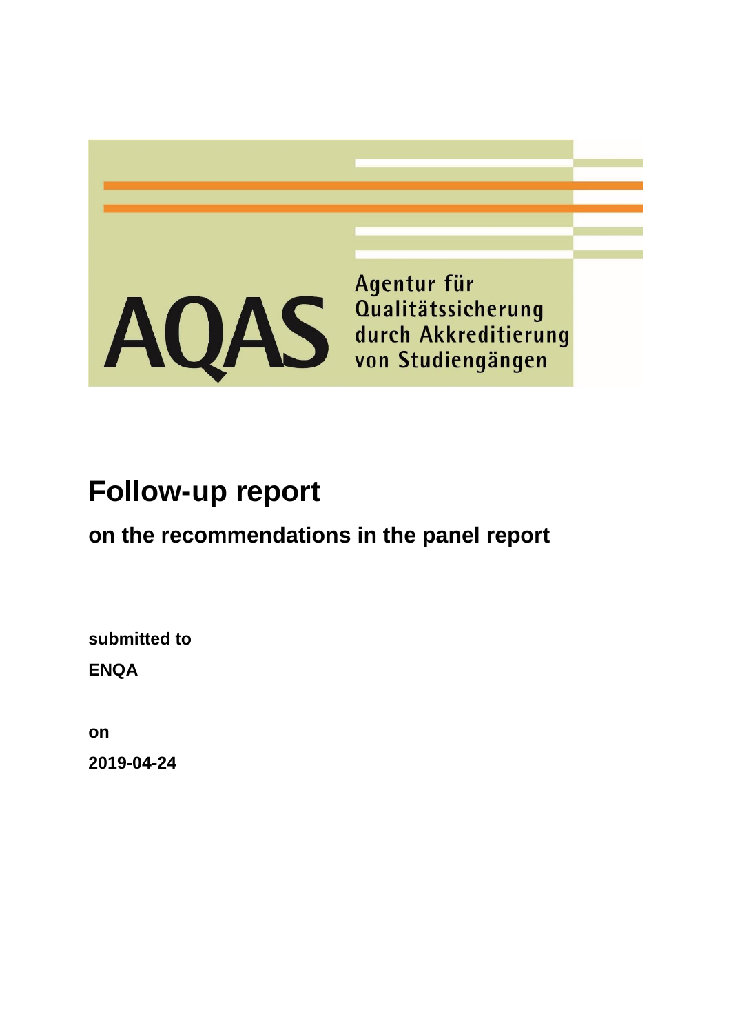AQAS Agentur für Qualitätssicherung durch Akkreditierung von Studiengängen

# Follow-up report

## on the recommendations in the panel report

**submitted to**

**ENQA**

**on**

**2019-04-24**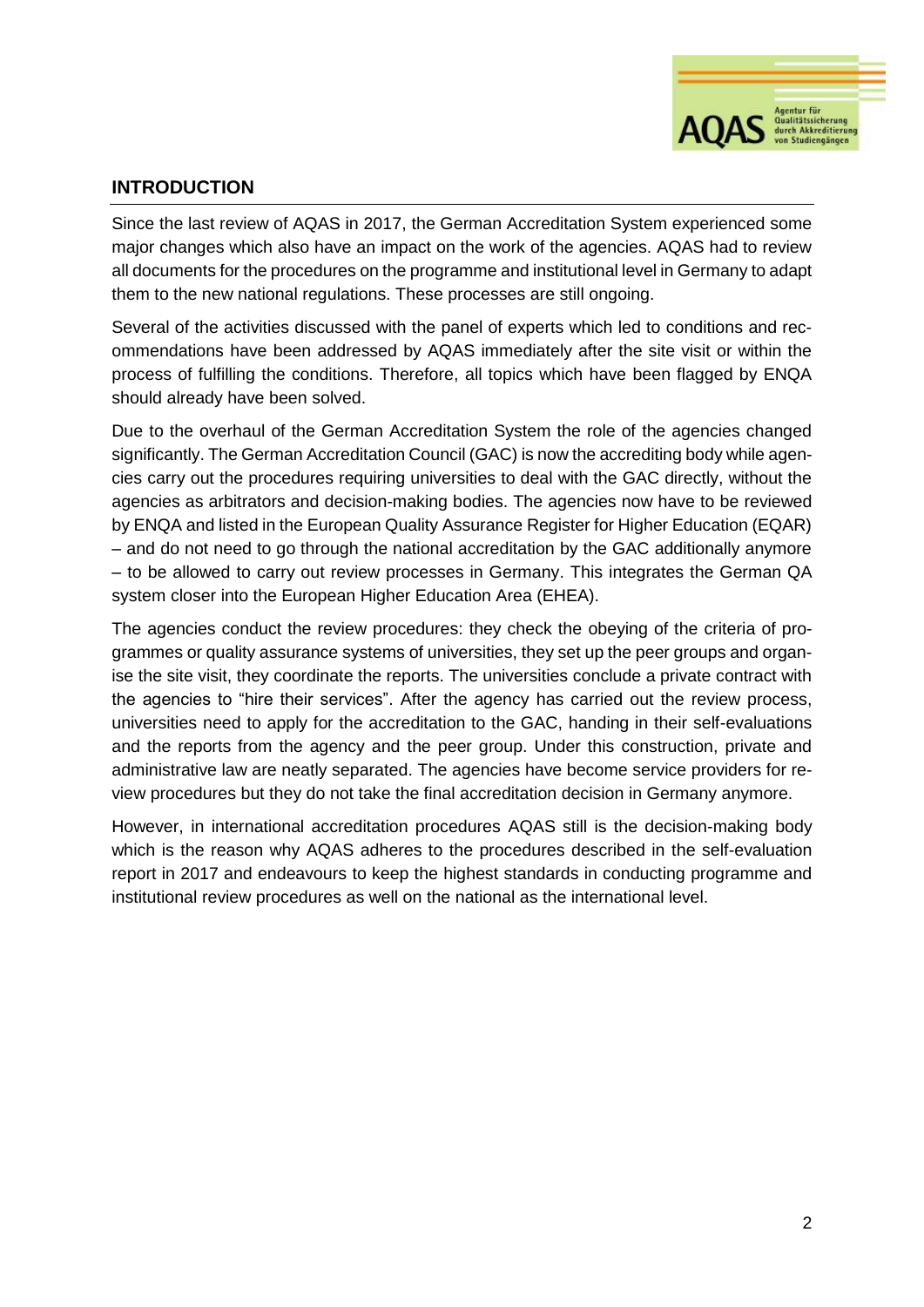## INTRODUCTION

Since the last review of AQAS in 2017, the German Accreditation System experienced some major changes which also have an impact on the work of the agencies. AQAS had to review all documents for the procedures on the programme and institutional level in Germany to adapt them to the new national regulations. These processes are still ongoing.

Several of the activities discussed with the panel of experts which led to conditions and recommendations have been addressed by AQAS immediately after the site visit or within the process of fulfilling the conditions. Therefore, all topics which have been flagged by ENQA should already have been solved.

Due to the overhaul of the German Accreditation System the role of the agencies changed significantly. The German Accreditation Council (GAC) is now the accrediting body while agencies carry out the procedures requiring universities to deal with the GAC directly, without the agencies as arbitrators and decision-making bodies. The agencies now have to be reviewed by ENQA and listed in the European Quality Assurance Register for Higher Education (EQAR) – and do not need to go through the national accreditation by the GAC additionally anymore – to be allowed to carry out review processes in Germany. This integrates the German QA system closer into the European Higher Education Area (EHEA).

The agencies conduct the review procedures: they check the obeying of the criteria of programmes or quality assurance systems of universities, they set up the peer groups and organise the site visit, they coordinate the reports. The universities conclude a private contract with the agencies to "hire their services". After the agency has carried out the review process, universities need to apply for the accreditation to the GAC, handing in their self-evaluations and the reports from the agency and the peer group. Under this construction, private and administrative law are neatly separated. The agencies have become service providers for review procedures but they do not take the final accreditation decision in Germany anymore.

However, in international accreditation procedures AQAS still is the decision-making body which is the reason why AQAS adheres to the procedures described in the self-evaluation report in 2017 and endeavours to keep the highest standards in conducting programme and institutional review procedures as well on the national as the international level.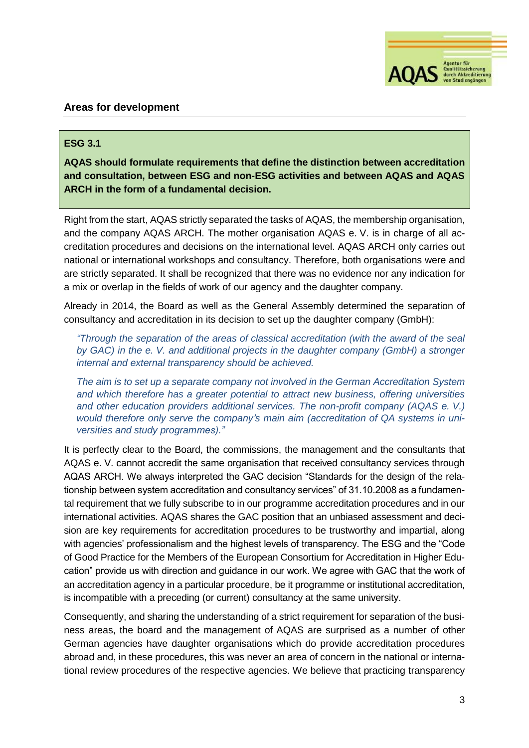## Areas for development

**ESG 3.1**

**AQAS should formulate requirements that define the distinction between accreditation and consultation, between ESG and non-ESG activities and between AQAS and AQAS ARCH in the form of a fundamental decision.**

Right from the start, AQAS strictly separated the tasks of AQAS, the membership organisation, and the company AQAS ARCH. The mother organisation AQAS e. V. is in charge of all accreditation procedures and decisions on the international level. AQAS ARCH only carries out national or international workshops and consultancy. Therefore, both organisations were and are strictly separated. It shall be recognized that there was no evidence nor any indication for a mix or overlap in the fields of work of our agency and the daughter company.

Already in 2014, the Board as well as the General Assembly determined the separation of consultancy and accreditation in its decision to set up the daughter company (GmbH):

> *"Through the separation of the areas of classical accreditation (with the award of the seal by GAC) in the e. V. and additional projects in the daughter company (GmbH) a stronger internal and external transparency should be achieved.*
>
> *The aim is to set up a separate company not involved in the German Accreditation System and which therefore has a greater potential to attract new business, offering universities and other education providers additional services. The non-profit company (AQAS e. V.) would therefore only serve the company's main aim (accreditation of QA systems in universities and study programmes)."*

It is perfectly clear to the Board, the commissions, the management and the consultants that AQAS e. V. cannot accredit the same organisation that received consultancy services through AQAS ARCH. We always interpreted the GAC decision "Standards for the design of the relationship between system accreditation and consultancy services" of 31.10.2008 as a fundamental requirement that we fully subscribe to in our programme accreditation procedures and in our international activities. AQAS shares the GAC position that an unbiased assessment and decision are key requirements for accreditation procedures to be trustworthy and impartial, along with agencies' professionalism and the highest levels of transparency. The ESG and the "Code of Good Practice for the Members of the European Consortium for Accreditation in Higher Education" provide us with direction and guidance in our work. We agree with GAC that the work of an accreditation agency in a particular procedure, be it programme or institutional accreditation, is incompatible with a preceding (or current) consultancy at the same university.

Consequently, and sharing the understanding of a strict requirement for separation of the business areas, the board and the management of AQAS are surprised as a number of other German agencies have daughter organisations which do provide accreditation procedures abroad and, in these procedures, this was never an area of concern in the national or international review procedures of the respective agencies. We believe that practicing transparency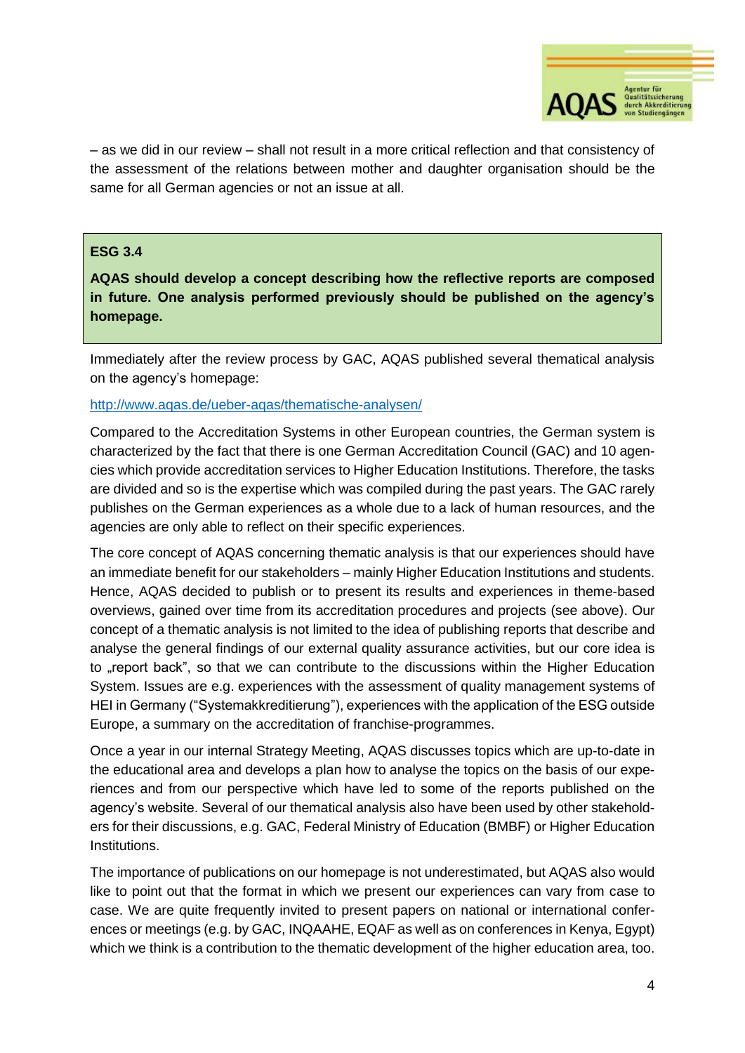– as we did in our review – shall not result in a more critical reflection and that consistency of the assessment of the relations between mother and daughter organisation should be the same for all German agencies or not an issue at all.

**ESG 3.4**

**AQAS should develop a concept describing how the reflective reports are composed in future. One analysis performed previously should be published on the agency's homepage.**

Immediately after the review process by GAC, AQAS published several thematical analysis on the agency's homepage:

http://www.aqas.de/ueber-aqas/thematische-analysen/

Compared to the Accreditation Systems in other European countries, the German system is characterized by the fact that there is one German Accreditation Council (GAC) and 10 agencies which provide accreditation services to Higher Education Institutions. Therefore, the tasks are divided and so is the expertise which was compiled during the past years. The GAC rarely publishes on the German experiences as a whole due to a lack of human resources, and the agencies are only able to reflect on their specific experiences.

The core concept of AQAS concerning thematic analysis is that our experiences should have an immediate benefit for our stakeholders – mainly Higher Education Institutions and students. Hence, AQAS decided to publish or to present its results and experiences in theme-based overviews, gained over time from its accreditation procedures and projects (see above). Our concept of a thematic analysis is not limited to the idea of publishing reports that describe and analyse the general findings of our external quality assurance activities, but our core idea is to „report back", so that we can contribute to the discussions within the Higher Education System. Issues are e.g. experiences with the assessment of quality management systems of HEI in Germany ("Systemakkreditierung"), experiences with the application of the ESG outside Europe, a summary on the accreditation of franchise-programmes.

Once a year in our internal Strategy Meeting, AQAS discusses topics which are up-to-date in the educational area and develops a plan how to analyse the topics on the basis of our experiences and from our perspective which have led to some of the reports published on the agency's website. Several of our thematical analysis also have been used by other stakeholders for their discussions, e.g. GAC, Federal Ministry of Education (BMBF) or Higher Education Institutions.

The importance of publications on our homepage is not underestimated, but AQAS also would like to point out that the format in which we present our experiences can vary from case to case. We are quite frequently invited to present papers on national or international conferences or meetings (e.g. by GAC, INQAAHE, EQAF as well as on conferences in Kenya, Egypt) which we think is a contribution to the thematic development of the higher education area, too.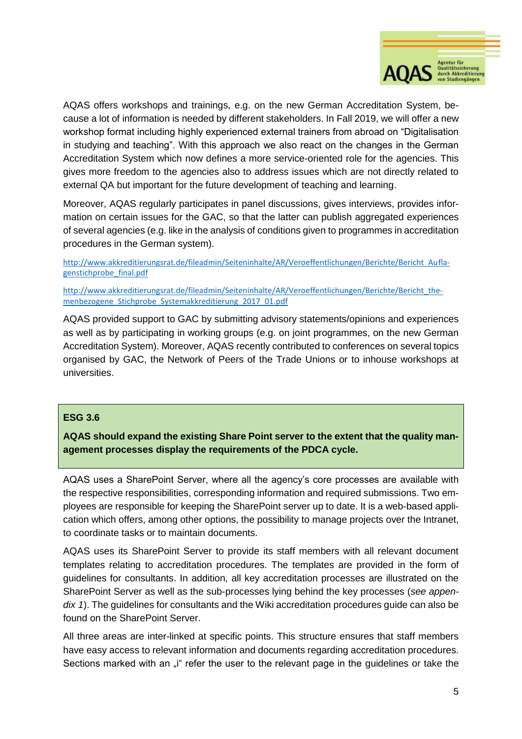AQAS offers workshops and trainings, e.g. on the new German Accreditation System, because a lot of information is needed by different stakeholders. In Fall 2019, we will offer a new workshop format including highly experienced external trainers from abroad on "Digitalisation in studying and teaching". With this approach we also react on the changes in the German Accreditation System which now defines a more service-oriented role for the agencies. This gives more freedom to the agencies also to address issues which are not directly related to external QA but important for the future development of teaching and learning.

Moreover, AQAS regularly participates in panel discussions, gives interviews, provides information on certain issues for the GAC, so that the latter can publish aggregated experiences of several agencies (e.g. like in the analysis of conditions given to programmes in accreditation procedures in the German system).

http://www.akkreditierungsrat.de/fileadmin/Seiteninhalte/AR/Veroeffentlichungen/Berichte/Bericht_Auflagenstichprobe_final.pdf

http://www.akkreditierungsrat.de/fileadmin/Seiteninhalte/AR/Veroeffentlichungen/Berichte/Bericht_themenbezogene_Stichprobe_Systemakkreditierung_2017_01.pdf

AQAS provided support to GAC by submitting advisory statements/opinions and experiences as well as by participating in working groups (e.g. on joint programmes, on the new German Accreditation System). Moreover, AQAS recently contributed to conferences on several topics organised by GAC, the Network of Peers of the Trade Unions or to inhouse workshops at universities.

**ESG 3.6**

**AQAS should expand the existing Share Point server to the extent that the quality management processes display the requirements of the PDCA cycle.**

AQAS uses a SharePoint Server, where all the agency's core processes are available with the respective responsibilities, corresponding information and required submissions. Two employees are responsible for keeping the SharePoint server up to date. It is a web-based application which offers, among other options, the possibility to manage projects over the Intranet, to coordinate tasks or to maintain documents.

AQAS uses its SharePoint Server to provide its staff members with all relevant document templates relating to accreditation procedures. The templates are provided in the form of guidelines for consultants. In addition, all key accreditation processes are illustrated on the SharePoint Server as well as the sub-processes lying behind the key processes (*see appendix 1*). The guidelines for consultants and the Wiki accreditation procedures guide can also be found on the SharePoint Server.

All three areas are inter-linked at specific points. This structure ensures that staff members have easy access to relevant information and documents regarding accreditation procedures. Sections marked with an „i" refer the user to the relevant page in the guidelines or take the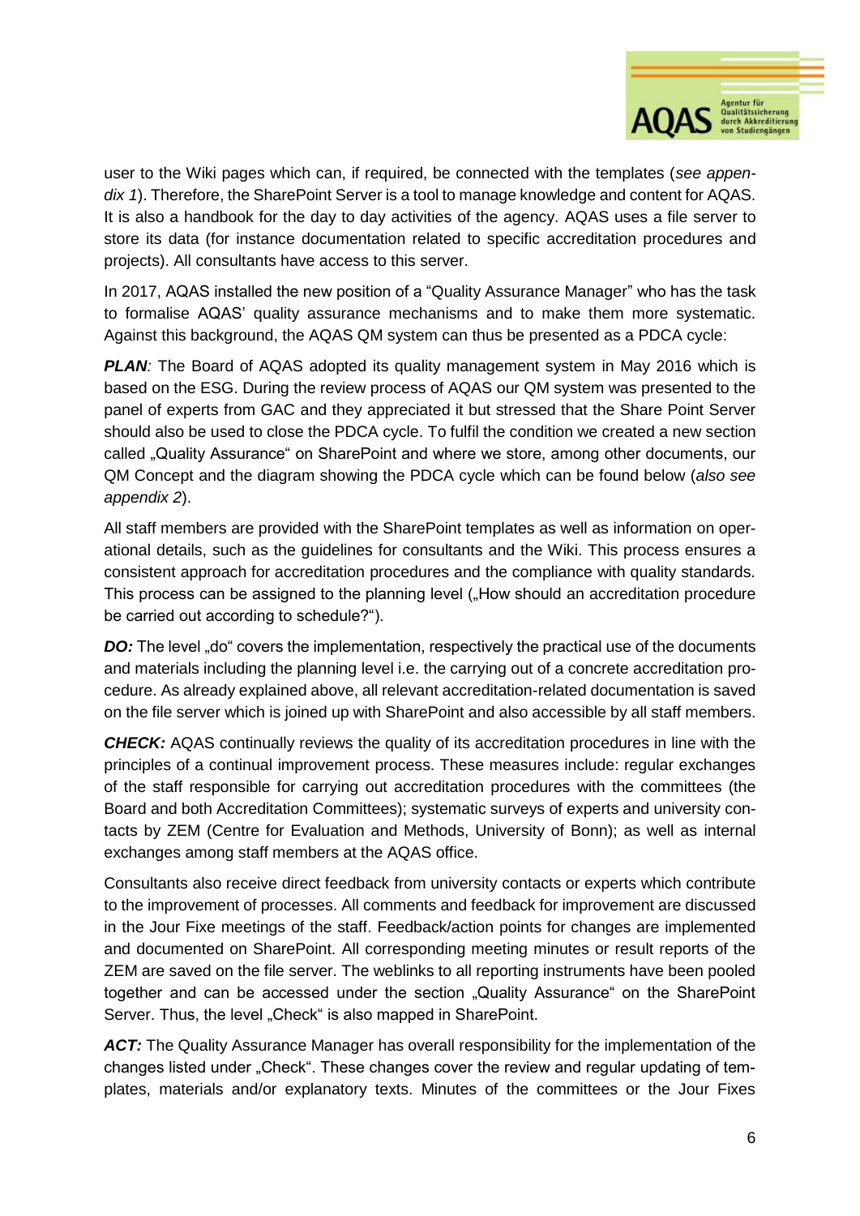user to the Wiki pages which can, if required, be connected with the templates (*see appendix 1*). Therefore, the SharePoint Server is a tool to manage knowledge and content for AQAS. It is also a handbook for the day to day activities of the agency. AQAS uses a file server to store its data (for instance documentation related to specific accreditation procedures and projects). All consultants have access to this server.

In 2017, AQAS installed the new position of a "Quality Assurance Manager" who has the task to formalise AQAS' quality assurance mechanisms and to make them more systematic. Against this background, the AQAS QM system can thus be presented as a PDCA cycle:

***PLAN****:* The Board of AQAS adopted its quality management system in May 2016 which is based on the ESG. During the review process of AQAS our QM system was presented to the panel of experts from GAC and they appreciated it but stressed that the Share Point Server should also be used to close the PDCA cycle. To fulfil the condition we created a new section called „Quality Assurance" on SharePoint and where we store, among other documents, our QM Concept and the diagram showing the PDCA cycle which can be found below (*also see appendix 2*).

All staff members are provided with the SharePoint templates as well as information on operational details, such as the guidelines for consultants and the Wiki. This process ensures a consistent approach for accreditation procedures and the compliance with quality standards. This process can be assigned to the planning level („How should an accreditation procedure be carried out according to schedule?").

***DO:*** The level „do" covers the implementation, respectively the practical use of the documents and materials including the planning level i.e. the carrying out of a concrete accreditation procedure. As already explained above, all relevant accreditation-related documentation is saved on the file server which is joined up with SharePoint and also accessible by all staff members.

***CHECK:*** AQAS continually reviews the quality of its accreditation procedures in line with the principles of a continual improvement process. These measures include: regular exchanges of the staff responsible for carrying out accreditation procedures with the committees (the Board and both Accreditation Committees); systematic surveys of experts and university contacts by ZEM (Centre for Evaluation and Methods, University of Bonn); as well as internal exchanges among staff members at the AQAS office.

Consultants also receive direct feedback from university contacts or experts which contribute to the improvement of processes. All comments and feedback for improvement are discussed in the Jour Fixe meetings of the staff. Feedback/action points for changes are implemented and documented on SharePoint. All corresponding meeting minutes or result reports of the ZEM are saved on the file server. The weblinks to all reporting instruments have been pooled together and can be accessed under the section „Quality Assurance" on the SharePoint Server. Thus, the level „Check" is also mapped in SharePoint.

***ACT:*** The Quality Assurance Manager has overall responsibility for the implementation of the changes listed under „Check". These changes cover the review and regular updating of templates, materials and/or explanatory texts. Minutes of the committees or the Jour Fixes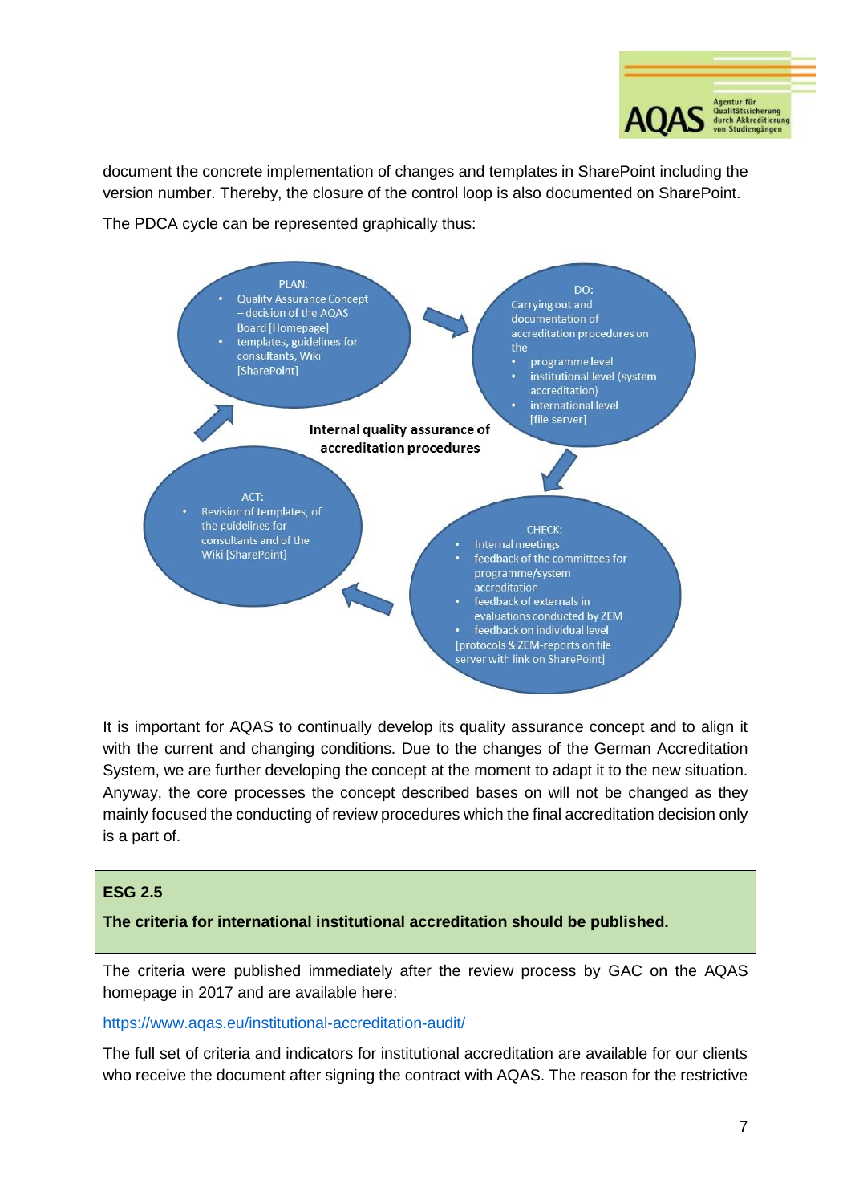document the concrete implementation of changes and templates in SharePoint including the version number. Thereby, the closure of the control loop is also documented on SharePoint.

The PDCA cycle can be represented graphically thus:

**Internal quality assurance of accreditation procedures**

PLAN:
- Quality Assurance Concept – decision of the AQAS Board [Homepage]
- templates, guidelines for consultants, Wiki [SharePoint]

DO:
Carrying out and documentation of accreditation procedures on the
- programme level
- institutional level (system accreditation)
- international level

[file server]

CHECK:
- Internal meetings
- feedback of the committees for programme/system accreditation
- feedback of externals in evaluations conducted by ZEM
- feedback on individual level

[protocols & ZEM-reports on file server with link on SharePoint]

ACT:
- Revision of templates, of the guidelines for consultants and of the Wiki [SharePoint]

It is important for AQAS to continually develop its quality assurance concept and to align it with the current and changing conditions. Due to the changes of the German Accreditation System, we are further developing the concept at the moment to adapt it to the new situation. Anyway, the core processes the concept described bases on will not be changed as they mainly focused the conducting of review procedures which the final accreditation decision only is a part of.

**ESG 2.5**

**The criteria for international institutional accreditation should be published.**

The criteria were published immediately after the review process by GAC on the AQAS homepage in 2017 and are available here:

https://www.aqas.eu/institutional-accreditation-audit/

The full set of criteria and indicators for institutional accreditation are available for our clients who receive the document after signing the contract with AQAS. The reason for the restrictive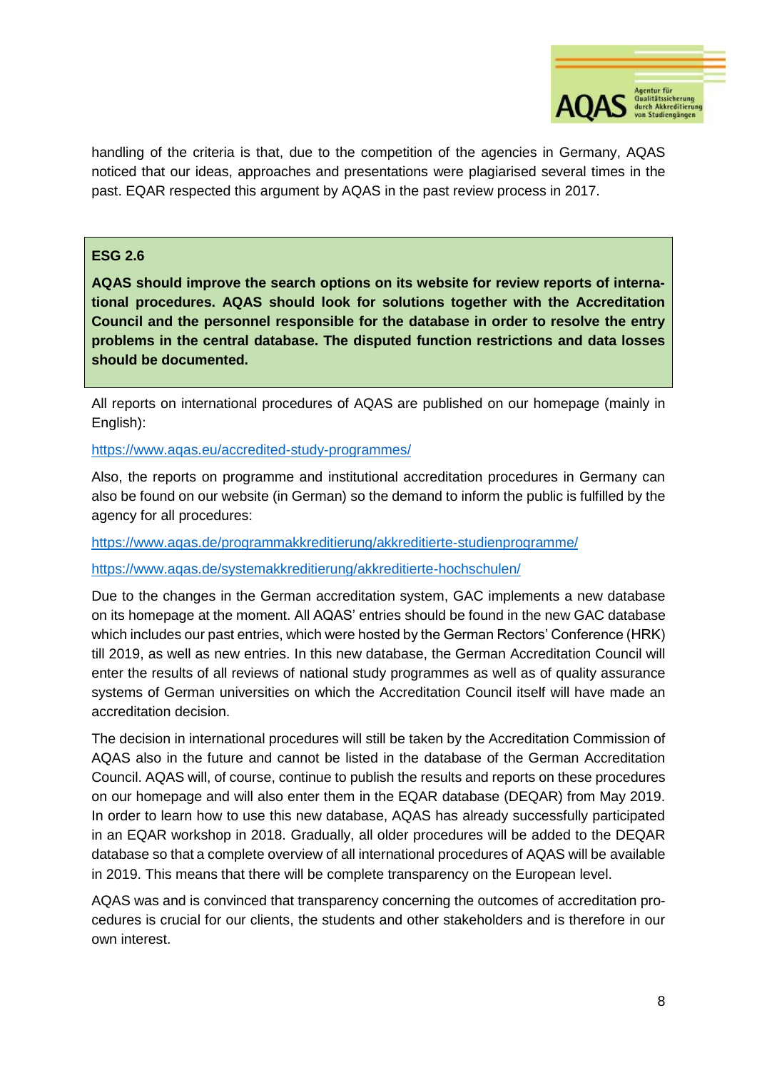handling of the criteria is that, due to the competition of the agencies in Germany, AQAS noticed that our ideas, approaches and presentations were plagiarised several times in the past. EQAR respected this argument by AQAS in the past review process in 2017.

**ESG 2.6**

**AQAS should improve the search options on its website for review reports of international procedures. AQAS should look for solutions together with the Accreditation Council and the personnel responsible for the database in order to resolve the entry problems in the central database. The disputed function restrictions and data losses should be documented.**

All reports on international procedures of AQAS are published on our homepage (mainly in English):

https://www.aqas.eu/accredited-study-programmes/

Also, the reports on programme and institutional accreditation procedures in Germany can also be found on our website (in German) so the demand to inform the public is fulfilled by the agency for all procedures:

https://www.aqas.de/programmakkreditierung/akkreditierte-studienprogramme/

https://www.aqas.de/systemakkreditierung/akkreditierte-hochschulen/

Due to the changes in the German accreditation system, GAC implements a new database on its homepage at the moment. All AQAS' entries should be found in the new GAC database which includes our past entries, which were hosted by the German Rectors' Conference (HRK) till 2019, as well as new entries. In this new database, the German Accreditation Council will enter the results of all reviews of national study programmes as well as of quality assurance systems of German universities on which the Accreditation Council itself will have made an accreditation decision.

The decision in international procedures will still be taken by the Accreditation Commission of AQAS also in the future and cannot be listed in the database of the German Accreditation Council. AQAS will, of course, continue to publish the results and reports on these procedures on our homepage and will also enter them in the EQAR database (DEQAR) from May 2019. In order to learn how to use this new database, AQAS has already successfully participated in an EQAR workshop in 2018. Gradually, all older procedures will be added to the DEQAR database so that a complete overview of all international procedures of AQAS will be available in 2019. This means that there will be complete transparency on the European level.

AQAS was and is convinced that transparency concerning the outcomes of accreditation procedures is crucial for our clients, the students and other stakeholders and is therefore in our own interest.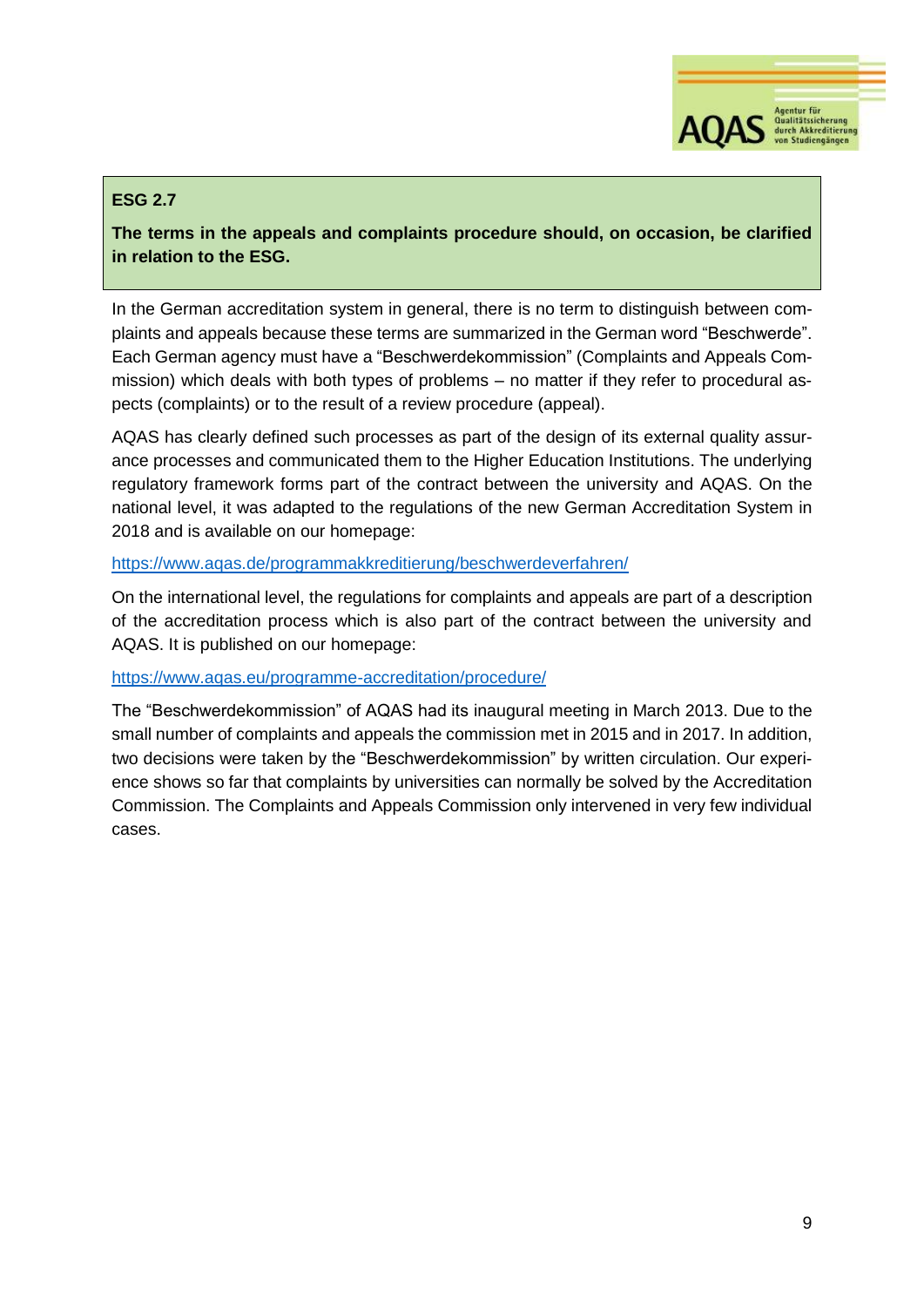**ESG 2.7**

**The terms in the appeals and complaints procedure should, on occasion, be clarified in relation to the ESG.**

In the German accreditation system in general, there is no term to distinguish between complaints and appeals because these terms are summarized in the German word "Beschwerde". Each German agency must have a "Beschwerdekommission" (Complaints and Appeals Commission) which deals with both types of problems – no matter if they refer to procedural aspects (complaints) or to the result of a review procedure (appeal).

AQAS has clearly defined such processes as part of the design of its external quality assurance processes and communicated them to the Higher Education Institutions. The underlying regulatory framework forms part of the contract between the university and AQAS. On the national level, it was adapted to the regulations of the new German Accreditation System in 2018 and is available on our homepage:

https://www.aqas.de/programmakkreditierung/beschwerdeverfahren/

On the international level, the regulations for complaints and appeals are part of a description of the accreditation process which is also part of the contract between the university and AQAS. It is published on our homepage:

https://www.aqas.eu/programme-accreditation/procedure/

The "Beschwerdekommission" of AQAS had its inaugural meeting in March 2013. Due to the small number of complaints and appeals the commission met in 2015 and in 2017. In addition, two decisions were taken by the "Beschwerdekommission" by written circulation. Our experience shows so far that complaints by universities can normally be solved by the Accreditation Commission. The Complaints and Appeals Commission only intervened in very few individual cases.